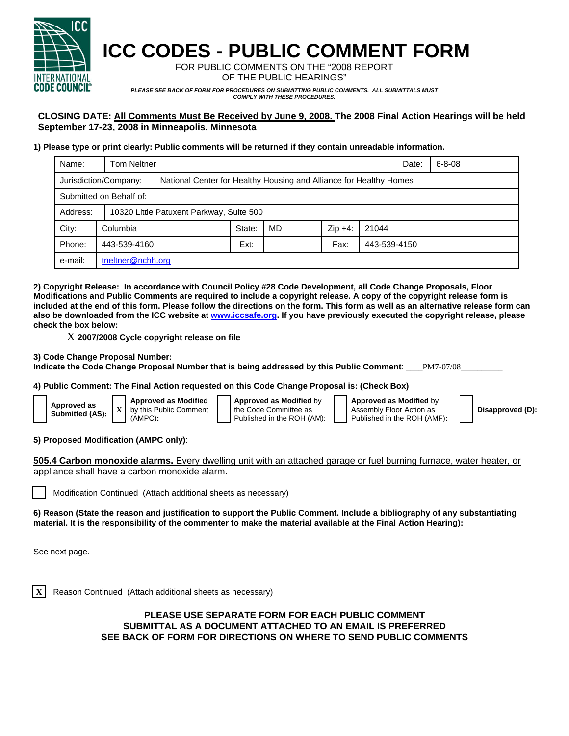# ICC CODES - PUBLIC COMMENT FORM

FOR PUBLIC COMMENTS ON THE "2008 REPORT OF THE PUBLIC HEARINGS"

*PLEASE SEE BACK OF FORM FOR PROCEDURES ON SUBMITTING PUBLIC COMMENTS. ALL SUBMITTALS MUST COMPLY WITH THESE PROCEDURES.*

**CLOSING DATE: All Comments Must Be Received by June 9, 2008. The 2008 Final Action Hearings will be held September 17-23, 2008 in Minneapolis, Minnesota**

**1) Please type or print clearly: Public comments will be returned if they contain unreadable information.**

| | | | | | |
|---|---|---|---|---|---|
| Name: | Tom Neltner | | | Date: | 6-8-08 |
| Jurisdiction/Company: | National Center for Healthy Housing and Alliance for Healthy Homes | | | | |
| Submitted on Behalf of: | | | | | |
| Address: | 10320 Little Patuxent Parkway, Suite 500 | | | | |
| City: | Columbia | State: | MD | Zip +4: | 21044 |
| Phone: | 443-539-4160 | Ext: | | Fax: | 443-539-4150 |
| e-mail: | tneltner@nchh.org | | | | |

**2) Copyright Release: In accordance with Council Policy #28 Code Development, all Code Change Proposals, Floor Modifications and Public Comments are required to include a copyright release. A copy of the copyright release form is included at the end of this form. Please follow the directions on the form. This form as well as an alternative release form can also be downloaded from the ICC website at www.iccsafe.org. If you have previously executed the copyright release, please check the box below:**

X **2007/2008 Cycle copyright release on file**

**3) Code Change Proposal Number:**
**Indicate the Code Change Proposal Number that is being addressed by this Public Comment**: ____PM7-07/08__________

**4) Public Comment: The Final Action requested on this Code Change Proposal is: (Check Box)**

- [ ] **Approved as Submitted (AS):**
- [X] **Approved as Modified** by this Public Comment (AMPC)**:**
- [ ] **Approved as Modified** by the Code Committee as Published in the ROH (AM):
- [ ] **Approved as Modified** by Assembly Floor Action as Published in the ROH (AMF)**:**
- [ ] **Disapproved (D):**

**5) Proposed Modification (AMPC only)**:

<u>**505.4 Carbon monoxide alarms.** Every dwelling unit with an attached garage or fuel burning furnace, water heater, or appliance shall have a carbon monoxide alarm.</u>

- [ ] Modification Continued (Attach additional sheets as necessary)

**6) Reason (State the reason and justification to support the Public Comment. Include a bibliography of any substantiating material. It is the responsibility of the commenter to make the material available at the Final Action Hearing):**

See next page.

- [X] Reason Continued (Attach additional sheets as necessary)

**PLEASE USE SEPARATE FORM FOR EACH PUBLIC COMMENT**
**SUBMITTAL AS A DOCUMENT ATTACHED TO AN EMAIL IS PREFERRED**
**SEE BACK OF FORM FOR DIRECTIONS ON WHERE TO SEND PUBLIC COMMENTS**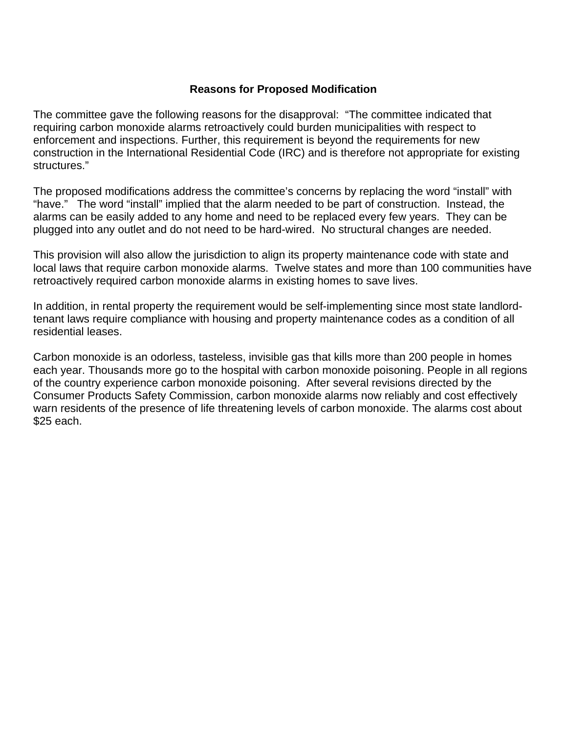## Reasons for Proposed Modification

The committee gave the following reasons for the disapproval: "The committee indicated that requiring carbon monoxide alarms retroactively could burden municipalities with respect to enforcement and inspections. Further, this requirement is beyond the requirements for new construction in the International Residential Code (IRC) and is therefore not appropriate for existing structures."

The proposed modifications address the committee's concerns by replacing the word "install" with "have." The word "install" implied that the alarm needed to be part of construction. Instead, the alarms can be easily added to any home and need to be replaced every few years. They can be plugged into any outlet and do not need to be hard-wired. No structural changes are needed.

This provision will also allow the jurisdiction to align its property maintenance code with state and local laws that require carbon monoxide alarms. Twelve states and more than 100 communities have retroactively required carbon monoxide alarms in existing homes to save lives.

In addition, in rental property the requirement would be self-implementing since most state landlord-tenant laws require compliance with housing and property maintenance codes as a condition of all residential leases.

Carbon monoxide is an odorless, tasteless, invisible gas that kills more than 200 people in homes each year. Thousands more go to the hospital with carbon monoxide poisoning. People in all regions of the country experience carbon monoxide poisoning. After several revisions directed by the Consumer Products Safety Commission, carbon monoxide alarms now reliably and cost effectively warn residents of the presence of life threatening levels of carbon monoxide. The alarms cost about $25 each.